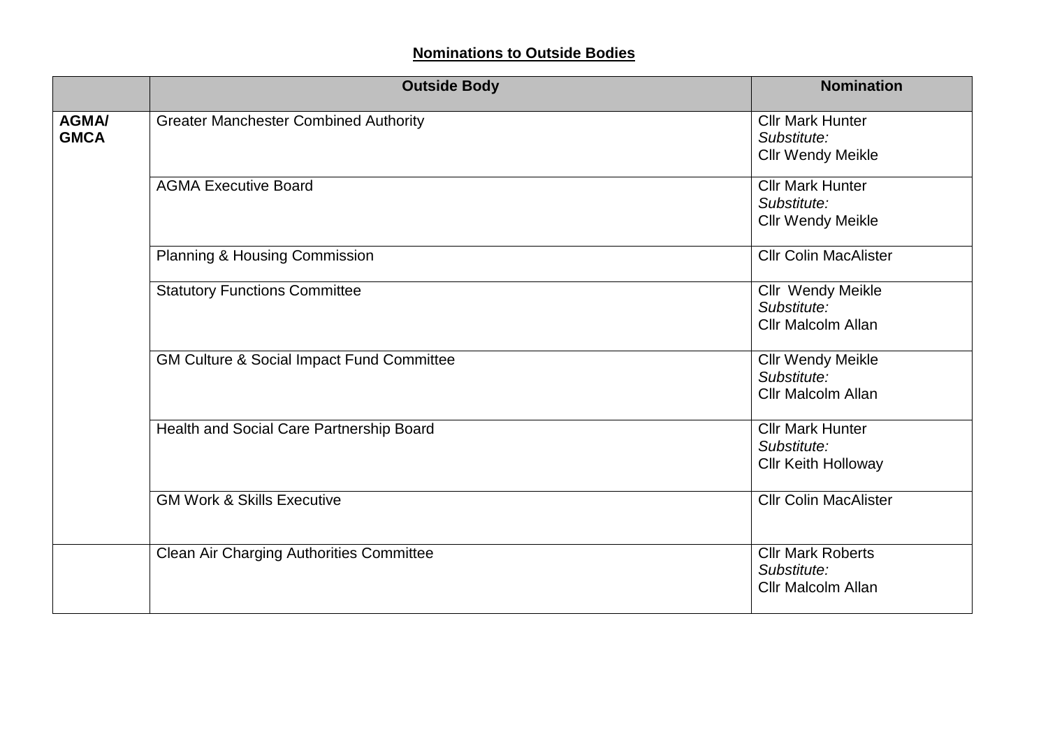**Nominations to Outside Bodies**

| | Outside Body | Nomination |
|---|---|---|
| **AGMA/ GMCA** | Greater Manchester Combined Authority | Cllr Mark Hunter<br>*Substitute:*<br>Cllr Wendy Meikle |
| | AGMA Executive Board | Cllr Mark Hunter<br>*Substitute:*<br>Cllr Wendy Meikle |
| | Planning & Housing Commission | Cllr Colin MacAlister |
| | Statutory Functions Committee | Cllr Wendy Meikle<br>*Substitute:*<br>Cllr Malcolm Allan |
| | GM Culture & Social Impact Fund Committee | Cllr Wendy Meikle<br>*Substitute:*<br>Cllr Malcolm Allan |
| | Health and Social Care Partnership Board | Cllr Mark Hunter<br>*Substitute:*<br>Cllr Keith Holloway |
| | GM Work & Skills Executive | Cllr Colin MacAlister |
| | Clean Air Charging Authorities Committee | Cllr Mark Roberts<br>*Substitute:*<br>Cllr Malcolm Allan |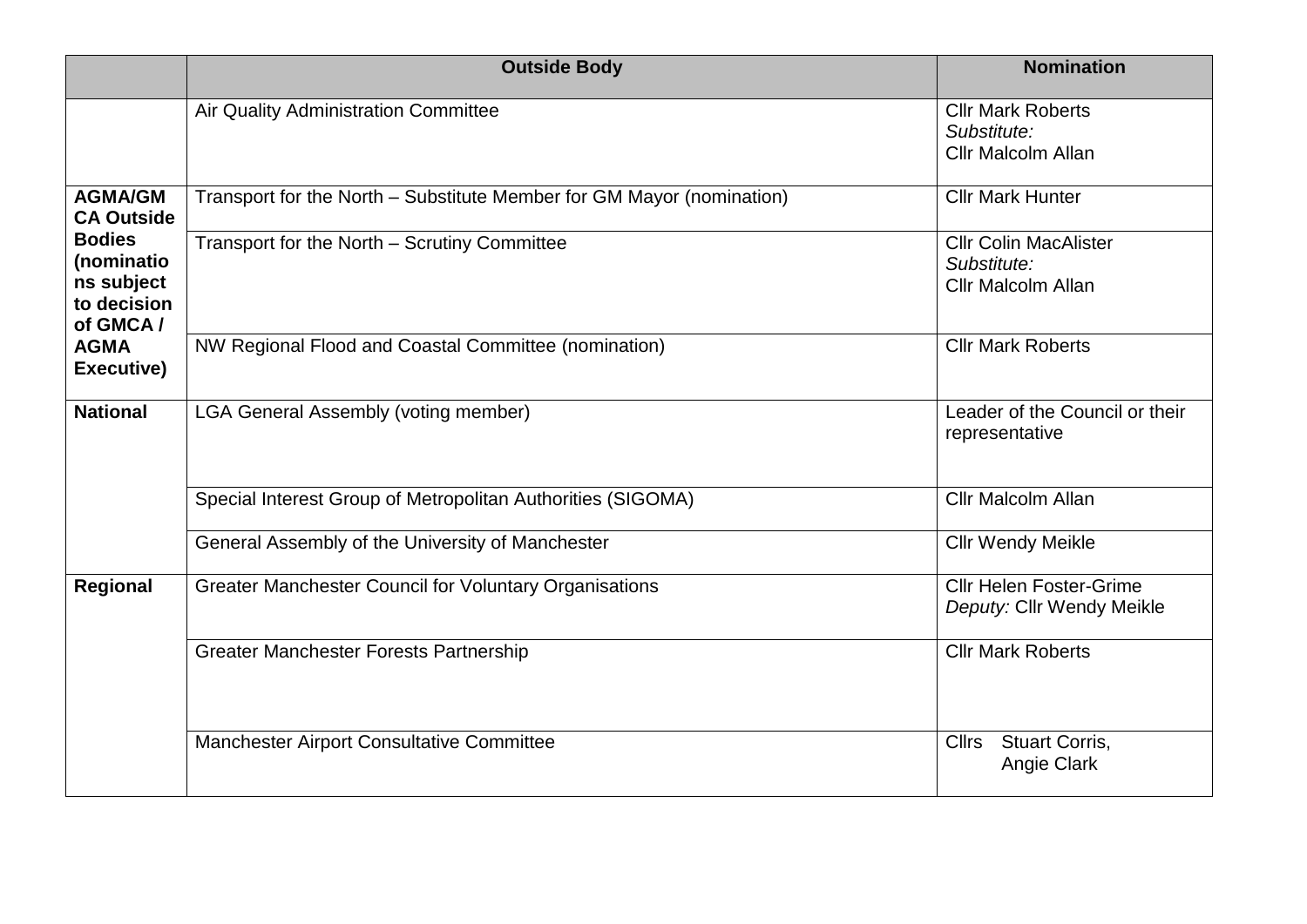| | Outside Body | Nomination |
|---|---|---|
| | Air Quality Administration Committee | Cllr Mark Roberts<br>*Substitute:*<br>Cllr Malcolm Allan |
| **AGMA/GMCA Outside Bodies (nominations subject to decision of GMCA / AGMA Executive)** | Transport for the North – Substitute Member for GM Mayor (nomination) | Cllr Mark Hunter |
| | Transport for the North – Scrutiny Committee | Cllr Colin MacAlister<br>*Substitute:*<br>Cllr Malcolm Allan |
| | NW Regional Flood and Coastal Committee (nomination) | Cllr Mark Roberts |
| **National** | LGA General Assembly (voting member) | Leader of the Council or their representative |
| | Special Interest Group of Metropolitan Authorities (SIGOMA) | Cllr Malcolm Allan |
| | General Assembly of the University of Manchester | Cllr Wendy Meikle |
| **Regional** | Greater Manchester Council for Voluntary Organisations | Cllr Helen Foster-Grime<br>*Deputy:* Cllr Wendy Meikle |
| | Greater Manchester Forests Partnership | Cllr Mark Roberts |
| | Manchester Airport Consultative Committee | Cllrs Stuart Corris,<br>Angie Clark |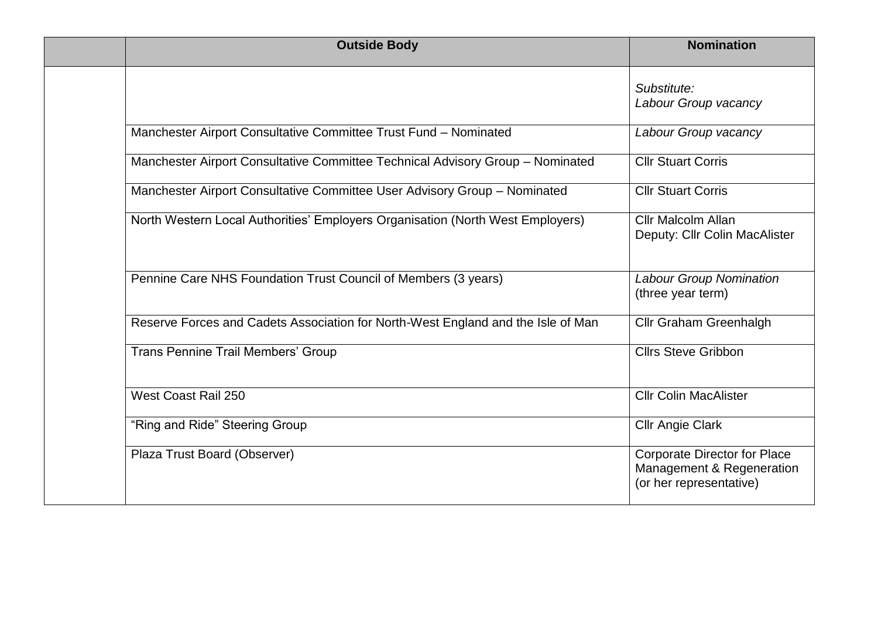| | Outside Body | Nomination |
|---|---|---|
| | | *Substitute:* *Labour Group vacancy* |
| | Manchester Airport Consultative Committee Trust Fund – Nominated | *Labour Group vacancy* |
| | Manchester Airport Consultative Committee Technical Advisory Group – Nominated | Cllr Stuart Corris |
| | Manchester Airport Consultative Committee User Advisory Group – Nominated | Cllr Stuart Corris |
| | North Western Local Authorities' Employers Organisation (North West Employers) | Cllr Malcolm Allan Deputy: Cllr Colin MacAlister |
| | Pennine Care NHS Foundation Trust Council of Members (3 years) | *Labour Group Nomination* (three year term) |
| | Reserve Forces and Cadets Association for North-West England and the Isle of Man | Cllr Graham Greenhalgh |
| | Trans Pennine Trail Members' Group | Cllrs Steve Gribbon |
| | West Coast Rail 250 | Cllr Colin MacAlister |
| | "Ring and Ride" Steering Group | Cllr Angie Clark |
| | Plaza Trust Board (Observer) | Corporate Director for Place Management & Regeneration (or her representative) |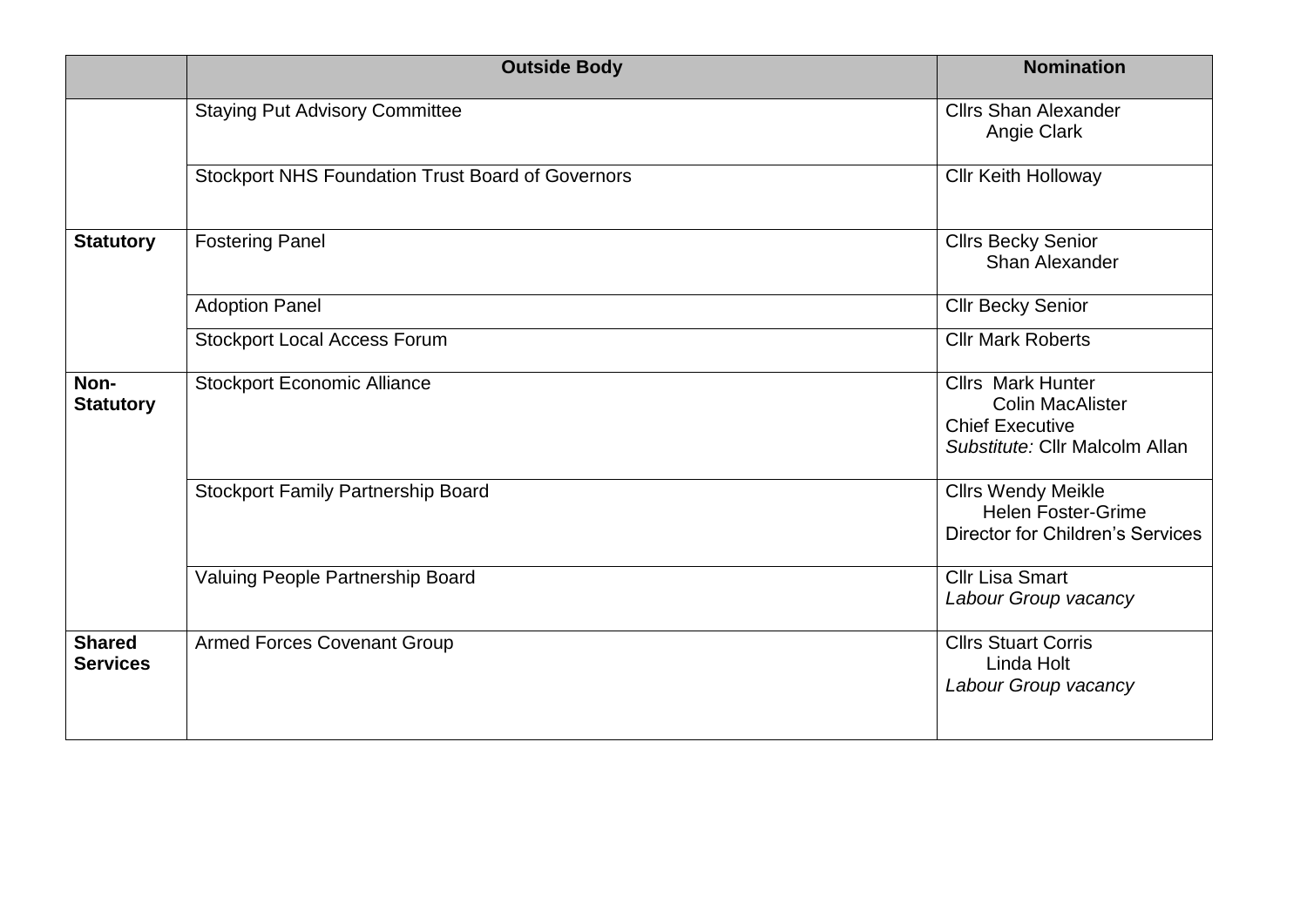| | Outside Body | Nomination |
|---|---|---|
| | Staying Put Advisory Committee | Cllrs Shan Alexander<br>Angie Clark |
| | Stockport NHS Foundation Trust Board of Governors | Cllr Keith Holloway |
| **Statutory** | Fostering Panel | Cllrs Becky Senior<br>Shan Alexander |
| | Adoption Panel | Cllr Becky Senior |
| | Stockport Local Access Forum | Cllr Mark Roberts |
| **Non-Statutory** | Stockport Economic Alliance | Cllrs Mark Hunter<br>Colin MacAlister<br>Chief Executive<br>*Substitute:* Cllr Malcolm Allan |
| | Stockport Family Partnership Board | Cllrs Wendy Meikle<br>Helen Foster-Grime<br>Director for Children's Services |
| | Valuing People Partnership Board | Cllr Lisa Smart<br>*Labour Group vacancy* |
| **Shared Services** | Armed Forces Covenant Group | Cllrs Stuart Corris<br>Linda Holt<br>*Labour Group vacancy* |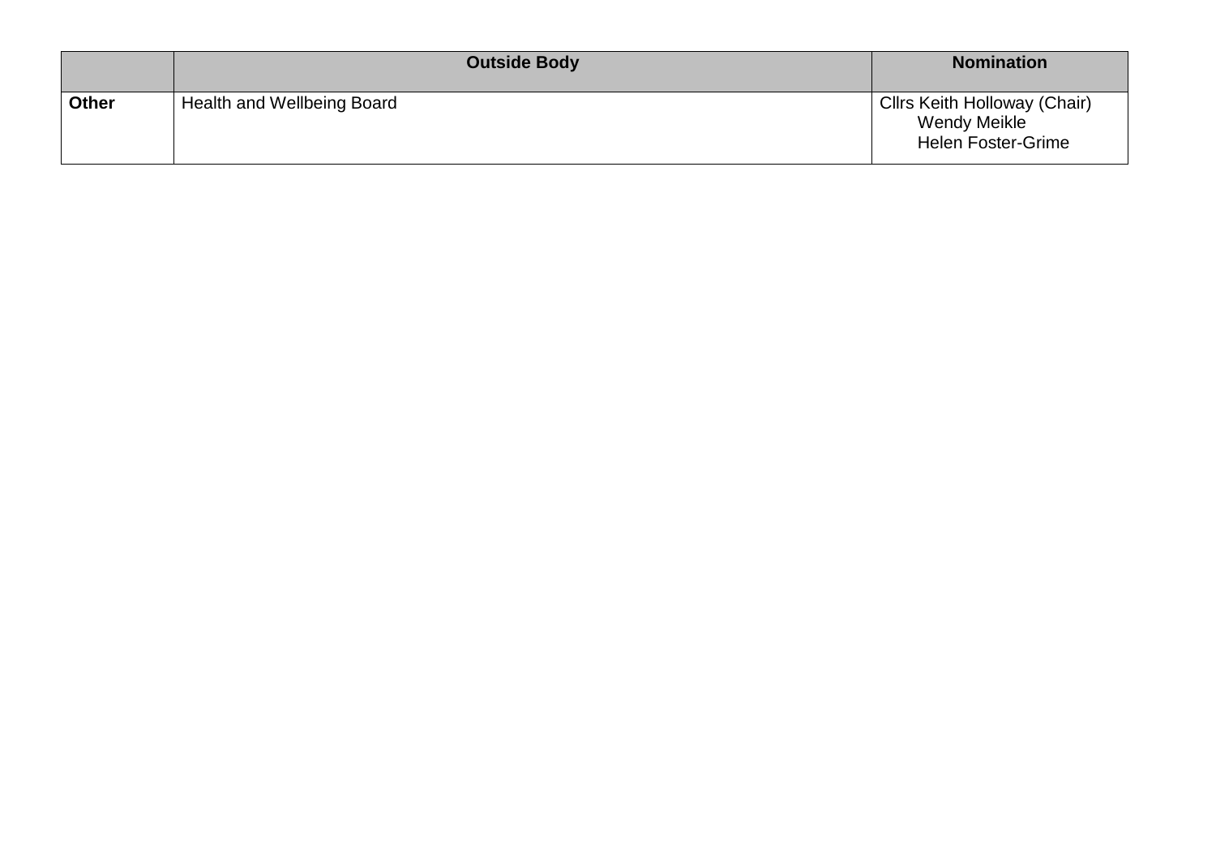| | Outside Body | Nomination |
|---|---|---|
| **Other** | Health and Wellbeing Board | Cllrs Keith Holloway (Chair)<br>Wendy Meikle<br>Helen Foster-Grime |